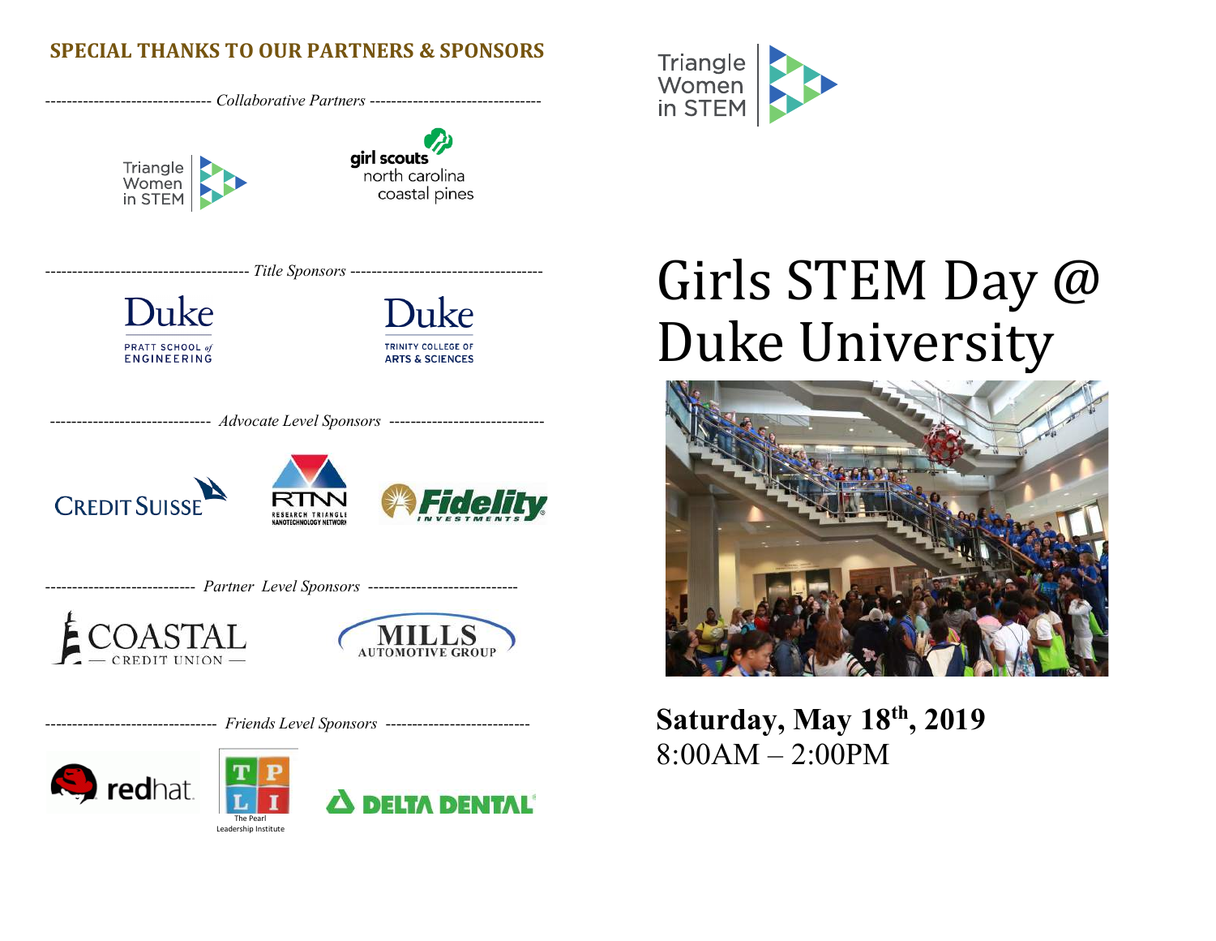## SPECIAL THANKS TO OUR PARTNERS & SPONSORS

*Collaborative Partners*

Triangle Women in STEM

girl scouts north carolina coastal pines

*Title Sponsors*

Duke PRATT SCHOOL of ENGINEERING

Duke TRINITY COLLEGE OF ARTS & SCIENCES

*Advocate Level Sponsors*

CREDIT SUISSE

RTNN RESEARCH TRIANGLE NANOTECHNOLOGY NETWORK

Fidelity INVESTMENTS

*Partner Level Sponsors*

COASTAL CREDIT UNION

MILLS AUTOMOTIVE GROUP

*Friends Level Sponsors*

redhat

TPLI The Pearl Leadership Institute

DELTA DENTAL

Triangle Women in STEM

# Girls STEM Day @ Duke University

**Saturday, May 18th, 2019**

8:00AM – 2:00PM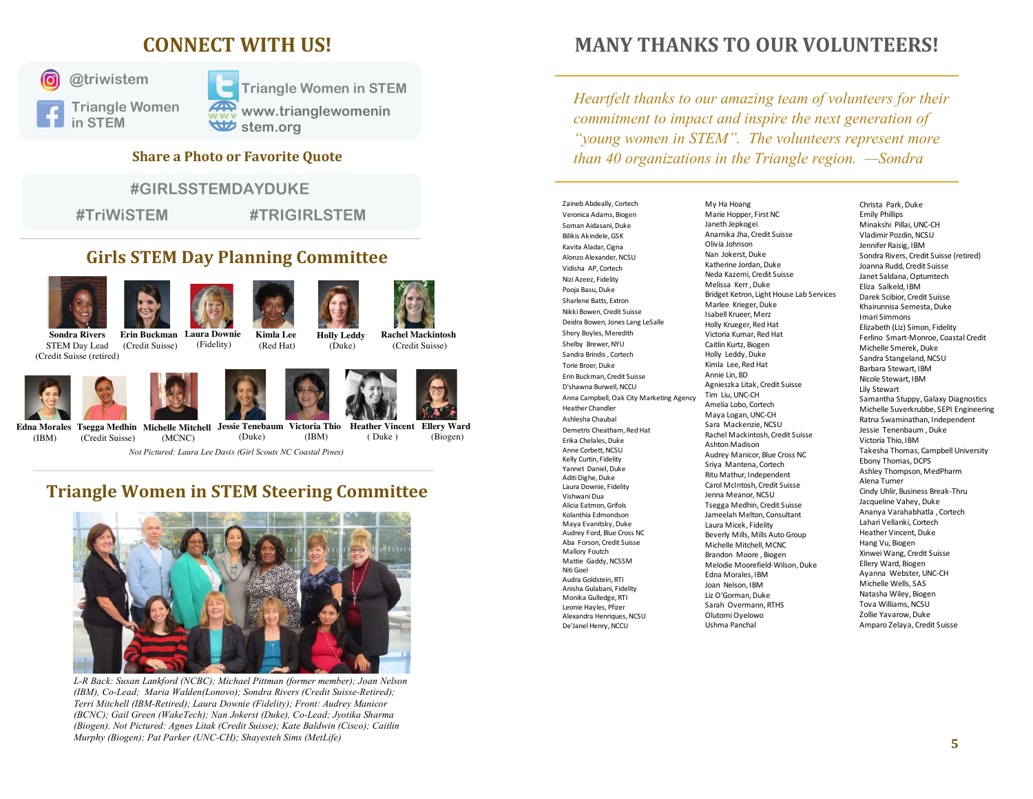## CONNECT WITH US!

@triwistem

Triangle Women in STEM

Triangle Women in STEM

www.trianglewomeninstem.org

**Share a Photo or Favorite Quote**

#GIRLSSTEMDAYDUKE

#TriWiSTEM #TRIGIRLSTEM

## Girls STEM Day Planning Committee

**Sondra Rivers** STEM Day Lead (Credit Suisse (retired)

**Erin Buckman** (Credit Suisse)

**Laura Downie** (Fidelity)

**Kimla Lee** (Red Hat)

**Holly Leddy** (Duke)

**Rachel Mackintosh** (Credit Suisse)

**Edna Morales** (IBM)

**Tsegga Medhin** (Credit Suisse)

**Michelle Mitchell** (MCNC)

**Jessie Tenebaum** (Duke)

**Victoria Thio** (IBM)

**Heather Vincent** ( Duke )

**Ellery Ward** (Biogen)

*Not Pictured: Laura Lee Davis (Girl Scouts NC Coastal Pines)*

## Triangle Women in STEM Steering Committee

*L-R Back: Susan Lankford (NCBC); Michael Pittman (former member); Joan Nelson (IBM), Co-Lead; Maria Walden(Lonovo); Sondra Rivers (Credit Suisse-Retired); Terri Mitchell (IBM-Retired); Laura Downie (Fidelity); Front: Audrey Manicor (BCNC); Gail Green (WakeTech); Nan Jokerst (Duke), Co-Lead; Jyotika Sharma (Biogen). Not Pictured: Agnes Litak (Credit Suisse); Kate Baldwin (Cisco); Caitlin Murphy (Biogen); Pat Parker (UNC-CH); Shayesteh Sims (MetLife)*

## MANY THANKS TO OUR VOLUNTEERS!

*Heartfelt thanks to our amazing team of volunteers for their commitment to impact and inspire the next generation of "young women in STEM". The volunteers represent more than 40 organizations in the Triangle region. —Sondra*

Zaineb Abdeally, Cortech
Veronica Adams, Biogen
Soman Aidasani, Duke
Bilikis Akindele, GSK
Kavita Aladar, Cigna
Alonzo Alexander, NCSU
Vidisha AP, Cortech
Nizi Azeez, Fidelity
Pooja Basu, Duke
Sharlene Batts, Extron
Nikki Bowen, Credit Suisse
Deidra Bowen, Jones Lang LeSalle
Shery Boyles, Meredith
Shelby Brewer, NYU
Sandra Brindis , Cortech
Torie Broer, Duke
Erin Buckman, Credit Suisse
D'shawna Burwell, NCCU
Anna Campbell, Oak City Marketing Agency
Heather Chandler
Ashlesha Chaubal
Demetris Cheatham, Red Hat
Erika Chelales, Duke
Anne Corbett, NCSU
Kelly Curtin, Fidelity
Yannet Daniel, Duke
Aditi Dighe, Duke
Laura Downie, Fidelity
Vishwani Dua
Alicia Eatmon, Grifols
Kolanthia Edmondson
Maya Evanitsky, Duke
Audrey Ford, Blue Cross NC
Aba Forson, Credit Suisse
Mallory Foutch
Mattie Gaddy, NCSSM
Niti Goel
Audra Goldstein, RTI
Anisha Gulabani, Fidelity
Monika Gulledge, RTI
Leonie Hayles, Pfizer
Alexandra Henriques, NCSU
De'Janel Henry, NCCU
My Ha Hoang
Marie Hopper, First NC
Janeth Jepkogei
Anamika Jha, Credit Suisse
Olivia Johnson
Nan Jokerst, Duke
Katherine Jordan, Duke
Neda Kazemi, Credit Suisse
Melissa Kerr , Duke
Bridget Ketron, Light House Lab Services
Marlee Krieger, Duke
Isabell Krueer, Merz
Holly Krueger, Red Hat
Victoria Kumar, Red Hat
Caitlin Kurtz, Biogen
Holly Leddy, Duke
Kimla Lee, Red Hat
Annie Lin, BD
Agnieszka Litak, Credit Suisse
Tim Liu, UNC-CH
Amelia Lobo, Cortech
Maya Logan, UNC-CH
Sara Mackenzie, NCSU
Rachel Mackintosh, Credit Suisse
Ashton Madison
Audrey Manicor, Blue Cross NC
Sriya Mantena, Cortech
Ritu Mathur, Independent
Carol McIntosh, Credit Suisse
Jenna Meanor, NCSU
Tsegga Medhin, Credit Suisse
Jameelah Melton, Consultant
Laura Micek, Fidelity
Beverly Mills, Mills Auto Group
Michelle Mitchell, MCNC
Brandon Moore , Biogen
Melodie Moorefield-Wilson, Duke
Edna Morales, IBM
Joan Nelson, IBM
Liz O'Gorman, Duke
Sarah Overmann, RTHS
Olutomi Oyelowo
Ushma Panchal
Christa Park, Duke
Emily Phillips
Minakshi Pillai, UNC-CH
Vladimir Pozdin, NCSU
Jennifer Raisig, IBM
Sondra Rivers, Credit Suisse (retired)
Joanna Rudd, Credit Suisse
Janet Saldana, Optumtech
Eliza Salkeld, IBM
Darek Scibior, Credit Suisse
Khairunnisa Semesta, Duke
Imari Simmons
Elizabeth (Liz) Simon, Fidelity
Ferlino Smart-Monroe, Coastal Credit
Michelle Smerek, Duke
Sandra Stangeland, NCSU
Barbara Stewart, IBM
Nicole Stewart, IBM
Lily Stewart
Samantha Stuppy, Galaxy Diagnostics
Michelle Suverkrubbe, SEPI Engineering
Ratna Swaminathan, Independent
Jessie Tenenbaum , Duke
Victoria Thio, IBM
Takesha Thomas, Campbell University
Ebony Thomas, DCPS
Ashley Thompson, MedPharm
Alena Turner
Cindy Uhlir, Business Break-Thru
Jacqueline Vahey, Duke
Ananya Varahabhatla , Cortech
Lahari Vellanki, Cortech
Heather Vincent, Duke
Hang Vu, Biogen
Xinwei Wang, Credit Suisse
Ellery Ward, Biogen
Ayanna Webster, UNC-CH
Michelle Wells, SAS
Natasha Wiley, Biogen
Tova Williams, NCSU
Zollie Yavarow, Duke
Amparo Zelaya, Credit Suisse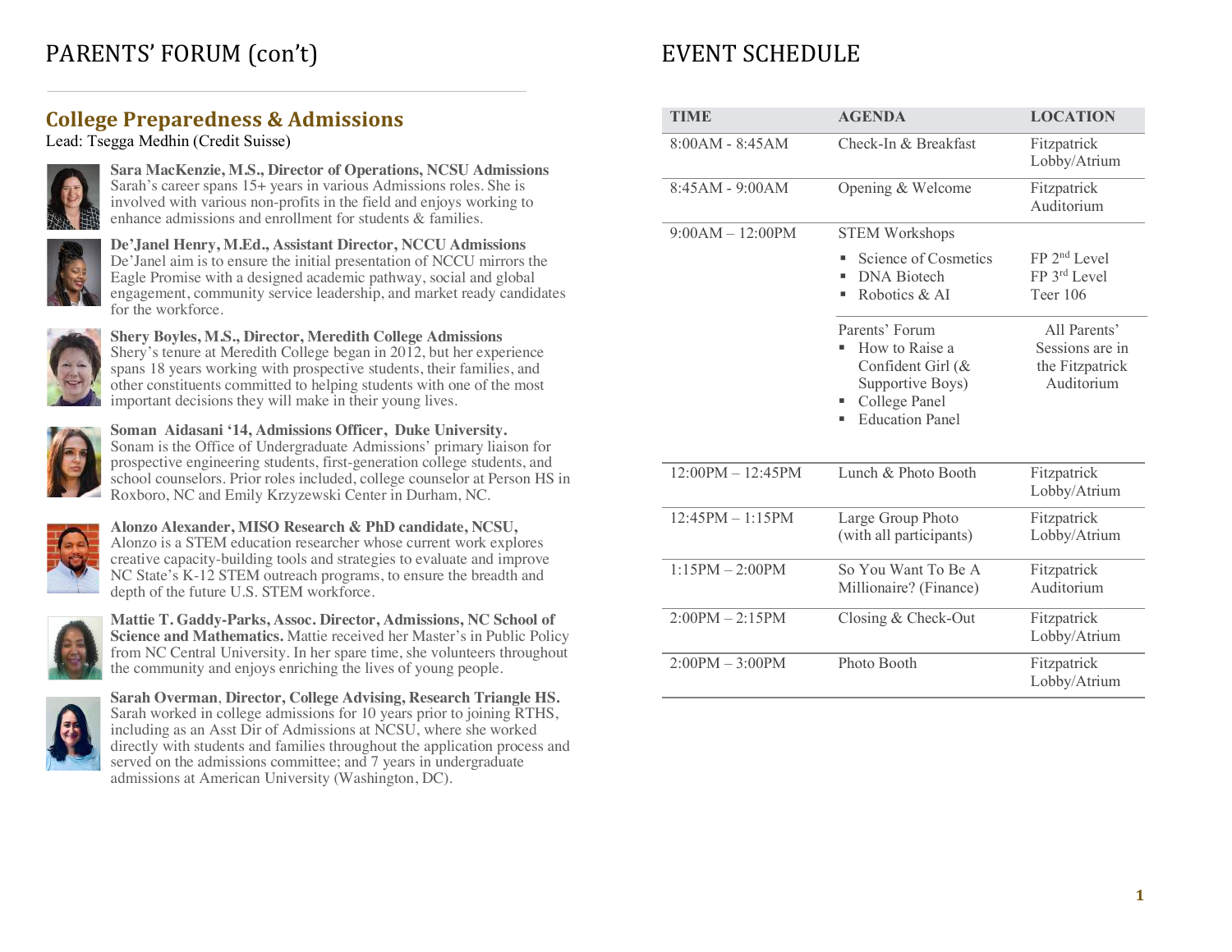# PARENTS' FORUM (con't)

## College Preparedness & Admissions

Lead: Tsegga Medhin (Credit Suisse)

**Sara MacKenzie, M.S., Director of Operations, NCSU Admissions** Sarah's career spans 15+ years in various Admissions roles. She is involved with various non-profits in the field and enjoys working to enhance admissions and enrollment for students & families.

**De'Janel Henry, M.Ed., Assistant Director, NCCU Admissions** De'Janel aim is to ensure the initial presentation of NCCU mirrors the Eagle Promise with a designed academic pathway, social and global engagement, community service leadership, and market ready candidates for the workforce.

**Shery Boyles, M.S., Director, Meredith College Admissions** Shery's tenure at Meredith College began in 2012, but her experience spans 18 years working with prospective students, their families, and other constituents committed to helping students with one of the most important decisions they will make in their young lives.

**Soman Aidasani '14, Admissions Officer, Duke University.** Sonam is the Office of Undergraduate Admissions' primary liaison for prospective engineering students, first-generation college students, and school counselors. Prior roles included, college counselor at Person HS in Roxboro, NC and Emily Krzyzewski Center in Durham, NC.

**Alonzo Alexander, MISO Research & PhD candidate, NCSU,** Alonzo is a STEM education researcher whose current work explores creative capacity-building tools and strategies to evaluate and improve NC State's K-12 STEM outreach programs, to ensure the breadth and depth of the future U.S. STEM workforce.

**Mattie T. Gaddy-Parks, Assoc. Director, Admissions, NC School of Science and Mathematics.** Mattie received her Master's in Public Policy from NC Central University. In her spare time, she volunteers throughout the community and enjoys enriching the lives of young people.

**Sarah Overman, Director, College Advising, Research Triangle HS.** Sarah worked in college admissions for 10 years prior to joining RTHS, including as an Asst Dir of Admissions at NCSU, where she worked directly with students and families throughout the application process and served on the admissions committee; and 7 years in undergraduate admissions at American University (Washington, DC).

# EVENT SCHEDULE

| TIME | AGENDA | LOCATION |
|---|---|---|
| 8:00AM - 8:45AM | Check-In & Breakfast | Fitzpatrick Lobby/Atrium |
| 8:45AM - 9:00AM | Opening & Welcome | Fitzpatrick Auditorium |
| 9:00AM – 12:00PM | STEM Workshops<br>▪ Science of Cosmetics<br>▪ DNA Biotech<br>▪ Robotics & AI | <br>FP 2nd Level<br>FP 3rd Level<br>Teer 106 |
| | Parents' Forum<br>▪ How to Raise a Confident Girl (& Supportive Boys)<br>▪ College Panel<br>▪ Education Panel | All Parents' Sessions are in the Fitzpatrick Auditorium |
| 12:00PM – 12:45PM | Lunch & Photo Booth | Fitzpatrick Lobby/Atrium |
| 12:45PM – 1:15PM | Large Group Photo (with all participants) | Fitzpatrick Lobby/Atrium |
| 1:15PM – 2:00PM | So You Want To Be A Millionaire? (Finance) | Fitzpatrick Auditorium |
| 2:00PM – 2:15PM | Closing & Check-Out | Fitzpatrick Lobby/Atrium |
| 2:00PM – 3:00PM | Photo Booth | Fitzpatrick Lobby/Atrium |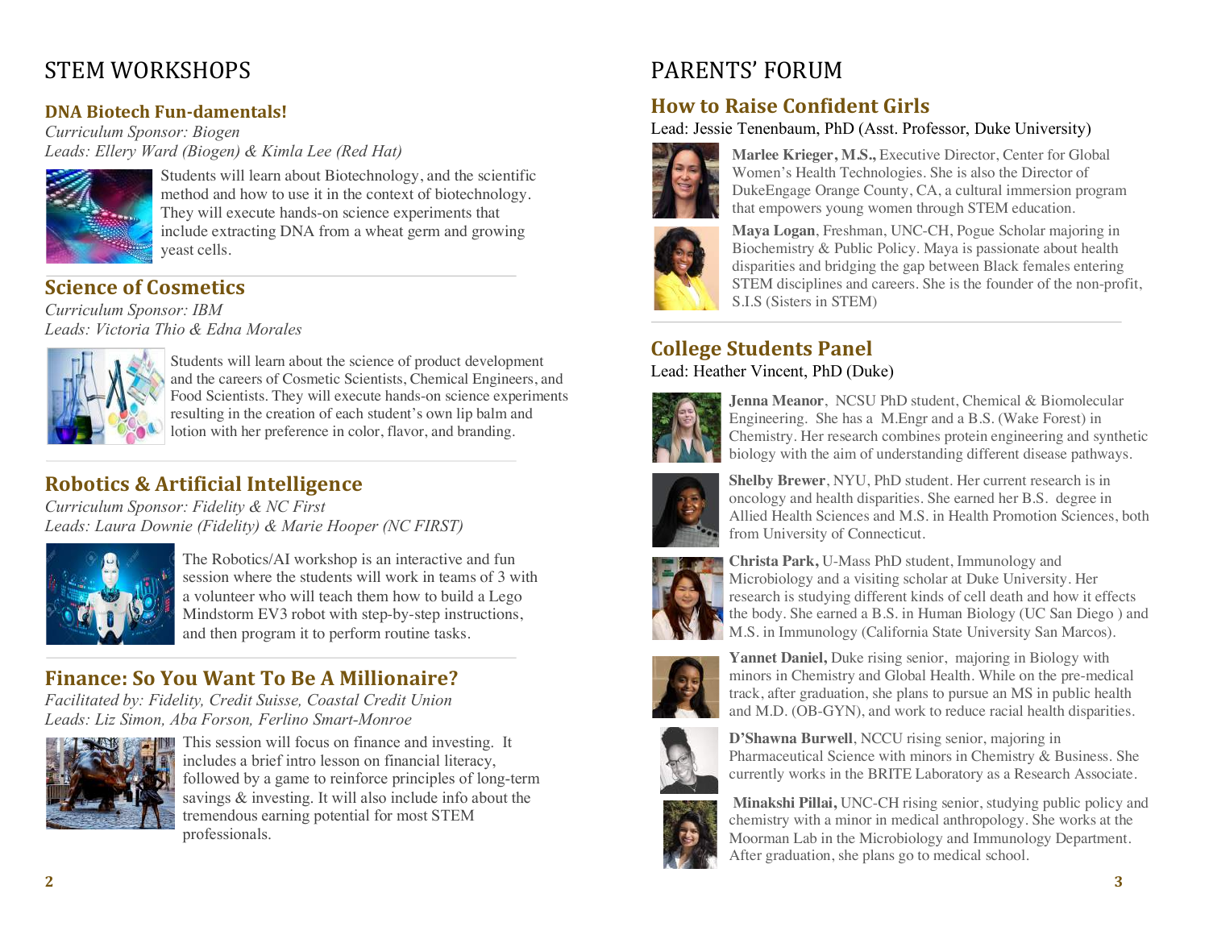# STEM WORKSHOPS

## DNA Biotech Fun-damentals!

*Curriculum Sponsor: Biogen*
*Leads: Ellery Ward (Biogen) & Kimla Lee (Red Hat)*

Students will learn about Biotechnology, and the scientific method and how to use it in the context of biotechnology. They will execute hands-on science experiments that include extracting DNA from a wheat germ and growing yeast cells.

## Science of Cosmetics

*Curriculum Sponsor: IBM*
*Leads: Victoria Thio & Edna Morales*

Students will learn about the science of product development and the careers of Cosmetic Scientists, Chemical Engineers, and Food Scientists. They will execute hands-on science experiments resulting in the creation of each student's own lip balm and lotion with her preference in color, flavor, and branding.

## Robotics & Artificial Intelligence

*Curriculum Sponsor: Fidelity & NC First*
*Leads: Laura Downie (Fidelity) & Marie Hooper (NC FIRST)*

The Robotics/AI workshop is an interactive and fun session where the students will work in teams of 3 with a volunteer who will teach them how to build a Lego Mindstorm EV3 robot with step-by-step instructions, and then program it to perform routine tasks.

## Finance: So You Want To Be A Millionaire?

*Facilitated by: Fidelity, Credit Suisse, Coastal Credit Union*
*Leads: Liz Simon, Aba Forson, Ferlino Smart-Monroe*

This session will focus on finance and investing. It includes a brief intro lesson on financial literacy, followed by a game to reinforce principles of long-term savings & investing. It will also include info about the tremendous earning potential for most STEM professionals.

# PARENTS' FORUM

## How to Raise Confident Girls

Lead: Jessie Tenenbaum, PhD (Asst. Professor, Duke University)

**Marlee Krieger, M.S.,** Executive Director, Center for Global Women's Health Technologies. She is also the Director of DukeEngage Orange County, CA, a cultural immersion program that empowers young women through STEM education.

**Maya Logan**, Freshman, UNC-CH, Pogue Scholar majoring in Biochemistry & Public Policy. Maya is passionate about health disparities and bridging the gap between Black females entering STEM disciplines and careers. She is the founder of the non-profit, S.I.S (Sisters in STEM)

## College Students Panel

Lead: Heather Vincent, PhD (Duke)

**Jenna Meanor**, NCSU PhD student, Chemical & Biomolecular Engineering. She has a M.Engr and a B.S. (Wake Forest) in Chemistry. Her research combines protein engineering and synthetic biology with the aim of understanding different disease pathways.

**Shelby Brewer**, NYU, PhD student. Her current research is in oncology and health disparities. She earned her B.S. degree in Allied Health Sciences and M.S. in Health Promotion Sciences, both from University of Connecticut.

**Christa Park,** U-Mass PhD student, Immunology and Microbiology and a visiting scholar at Duke University. Her research is studying different kinds of cell death and how it effects the body. She earned a B.S. in Human Biology (UC San Diego ) and M.S. in Immunology (California State University San Marcos).

**Yannet Daniel,** Duke rising senior, majoring in Biology with minors in Chemistry and Global Health. While on the pre-medical track, after graduation, she plans to pursue an MS in public health and M.D. (OB-GYN), and work to reduce racial health disparities.

**D'Shawna Burwell**, NCCU rising senior, majoring in Pharmaceutical Science with minors in Chemistry & Business. She currently works in the BRITE Laboratory as a Research Associate.

**Minakshi Pillai,** UNC-CH rising senior, studying public policy and chemistry with a minor in medical anthropology. She works at the Moorman Lab in the Microbiology and Immunology Department. After graduation, she plans go to medical school.